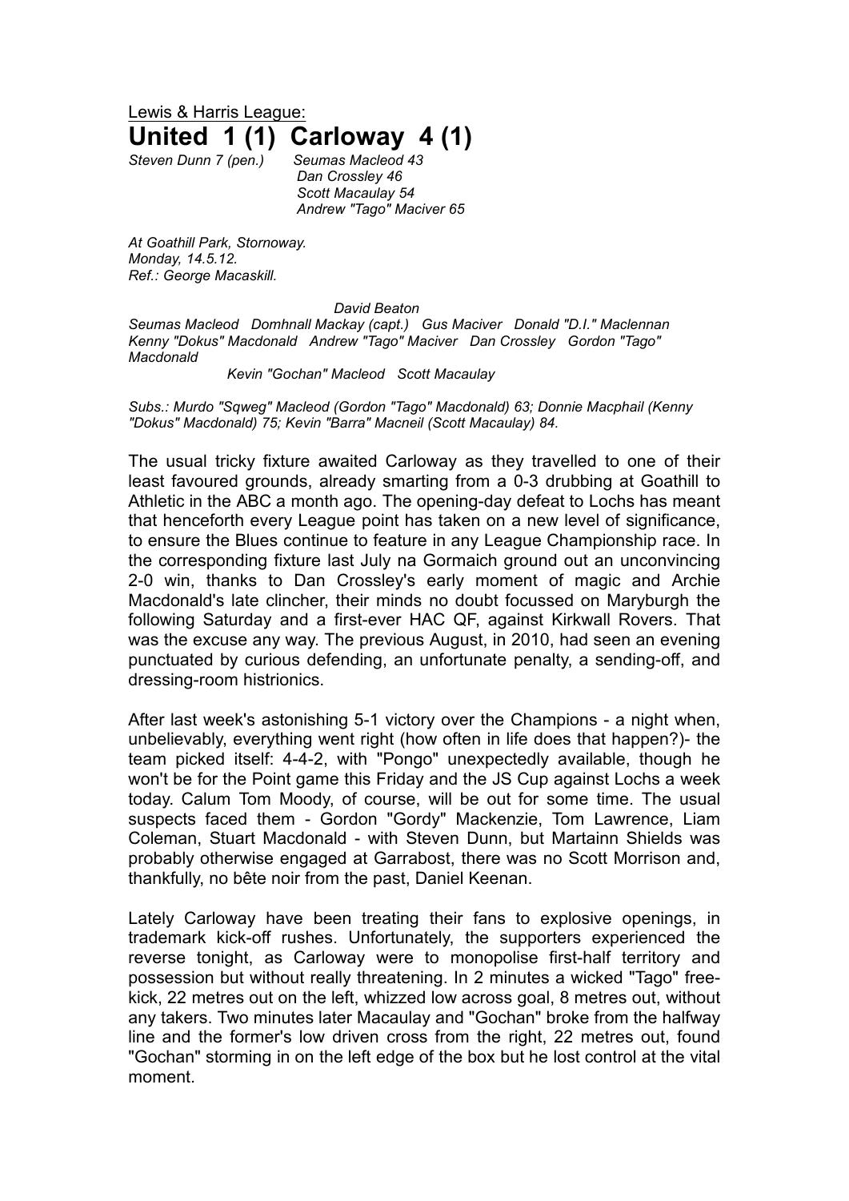Lewis & Harris League:

# United 1 (1) Carloway 4 (1)

*Steven Dunn 7 (pen.)* *Seumas Macleod 43*
*Dan Crossley 46*
*Scott Macaulay 54*
*Andrew "Tago" Maciver 65*

*At Goathill Park, Stornoway.*
*Monday, 14.5.12.*
*Ref.: George Macaskill.*

*David Beaton*
*Seumas Macleod Domhnall Mackay (capt.) Gus Maciver Donald "D.I." Maclennan*
*Kenny "Dokus" Macdonald Andrew "Tago" Maciver Dan Crossley Gordon "Tago" Macdonald*
*Kevin "Gochan" Macleod Scott Macaulay*

*Subs.: Murdo "Sqweg" Macleod (Gordon "Tago" Macdonald) 63; Donnie Macphail (Kenny "Dokus" Macdonald) 75; Kevin "Barra" Macneil (Scott Macaulay) 84.*

The usual tricky fixture awaited Carloway as they travelled to one of their least favoured grounds, already smarting from a 0-3 drubbing at Goathill to Athletic in the ABC a month ago. The opening-day defeat to Lochs has meant that henceforth every League point has taken on a new level of significance, to ensure the Blues continue to feature in any League Championship race. In the corresponding fixture last July na Gormaich ground out an unconvincing 2-0 win, thanks to Dan Crossley's early moment of magic and Archie Macdonald's late clincher, their minds no doubt focussed on Maryburgh the following Saturday and a first-ever HAC QF, against Kirkwall Rovers. That was the excuse any way. The previous August, in 2010, had seen an evening punctuated by curious defending, an unfortunate penalty, a sending-off, and dressing-room histrionics.

After last week's astonishing 5-1 victory over the Champions - a night when, unbelievably, everything went right (how often in life does that happen?)- the team picked itself: 4-4-2, with "Pongo" unexpectedly available, though he won't be for the Point game this Friday and the JS Cup against Lochs a week today. Calum Tom Moody, of course, will be out for some time. The usual suspects faced them - Gordon "Gordy" Mackenzie, Tom Lawrence, Liam Coleman, Stuart Macdonald - with Steven Dunn, but Martainn Shields was probably otherwise engaged at Garrabost, there was no Scott Morrison and, thankfully, no bête noir from the past, Daniel Keenan.

Lately Carloway have been treating their fans to explosive openings, in trademark kick-off rushes. Unfortunately, the supporters experienced the reverse tonight, as Carloway were to monopolise first-half territory and possession but without really threatening. In 2 minutes a wicked "Tago" free-kick, 22 metres out on the left, whizzed low across goal, 8 metres out, without any takers. Two minutes later Macaulay and "Gochan" broke from the halfway line and the former's low driven cross from the right, 22 metres out, found "Gochan" storming in on the left edge of the box but he lost control at the vital moment.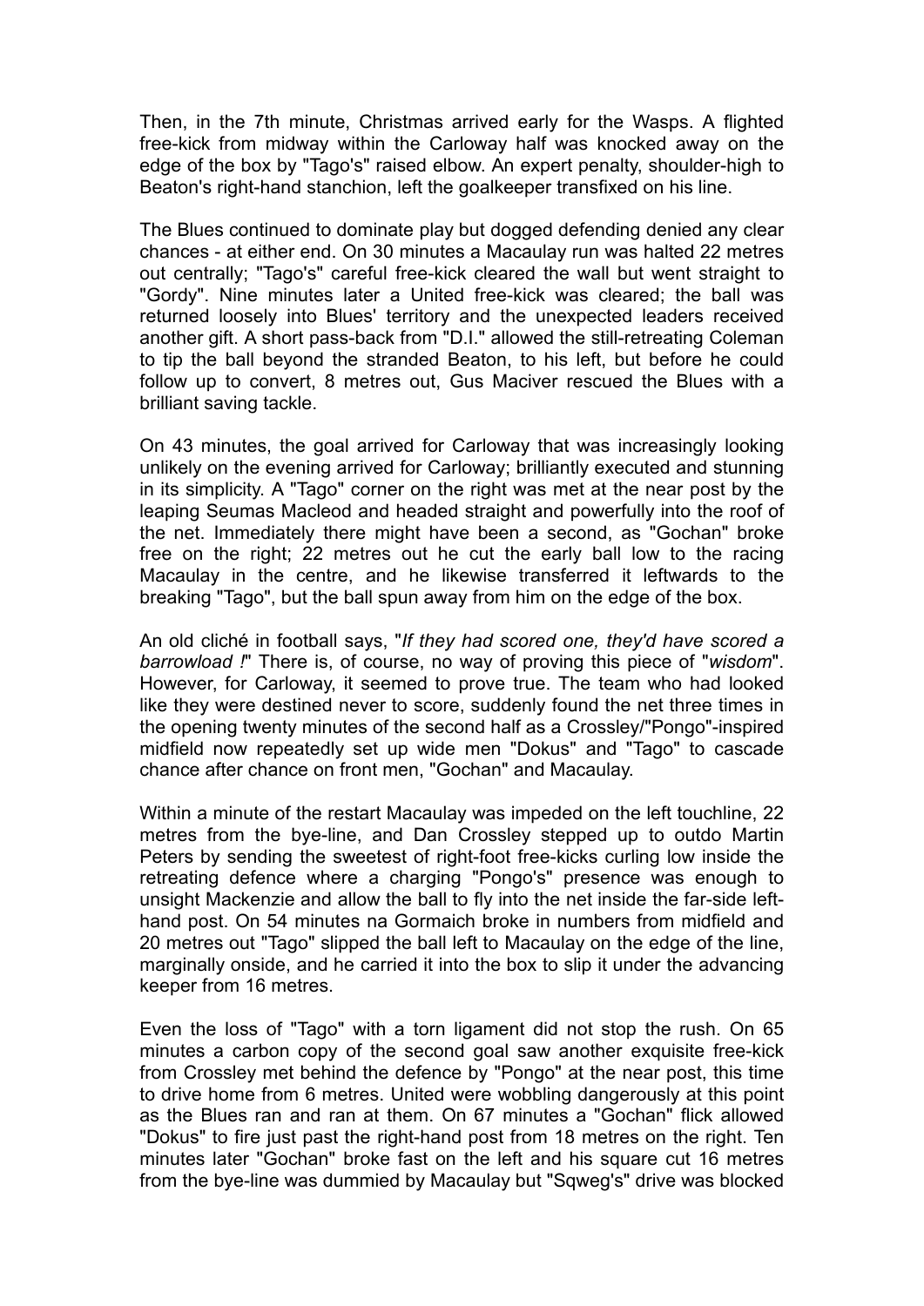Then, in the 7th minute, Christmas arrived early for the Wasps. A flighted free-kick from midway within the Carloway half was knocked away on the edge of the box by "Tago's" raised elbow. An expert penalty, shoulder-high to Beaton's right-hand stanchion, left the goalkeeper transfixed on his line.

The Blues continued to dominate play but dogged defending denied any clear chances - at either end. On 30 minutes a Macaulay run was halted 22 metres out centrally; "Tago's" careful free-kick cleared the wall but went straight to "Gordy". Nine minutes later a United free-kick was cleared; the ball was returned loosely into Blues' territory and the unexpected leaders received another gift. A short pass-back from "D.I." allowed the still-retreating Coleman to tip the ball beyond the stranded Beaton, to his left, but before he could follow up to convert, 8 metres out, Gus Maciver rescued the Blues with a brilliant saving tackle.

On 43 minutes, the goal arrived for Carloway that was increasingly looking unlikely on the evening arrived for Carloway; brilliantly executed and stunning in its simplicity. A "Tago" corner on the right was met at the near post by the leaping Seumas Macleod and headed straight and powerfully into the roof of the net. Immediately there might have been a second, as "Gochan" broke free on the right; 22 metres out he cut the early ball low to the racing Macaulay in the centre, and he likewise transferred it leftwards to the breaking "Tago", but the ball spun away from him on the edge of the box.

An old cliché in football says, "*If they had scored one, they'd have scored a barrowload !*" There is, of course, no way of proving this piece of "*wisdom*". However, for Carloway, it seemed to prove true. The team who had looked like they were destined never to score, suddenly found the net three times in the opening twenty minutes of the second half as a Crossley/"Pongo"-inspired midfield now repeatedly set up wide men "Dokus" and "Tago" to cascade chance after chance on front men, "Gochan" and Macaulay.

Within a minute of the restart Macaulay was impeded on the left touchline, 22 metres from the bye-line, and Dan Crossley stepped up to outdo Martin Peters by sending the sweetest of right-foot free-kicks curling low inside the retreating defence where a charging "Pongo's" presence was enough to unsight Mackenzie and allow the ball to fly into the net inside the far-side left-hand post. On 54 minutes na Gormaich broke in numbers from midfield and 20 metres out "Tago" slipped the ball left to Macaulay on the edge of the line, marginally onside, and he carried it into the box to slip it under the advancing keeper from 16 metres.

Even the loss of "Tago" with a torn ligament did not stop the rush. On 65 minutes a carbon copy of the second goal saw another exquisite free-kick from Crossley met behind the defence by "Pongo" at the near post, this time to drive home from 6 metres. United were wobbling dangerously at this point as the Blues ran and ran at them. On 67 minutes a "Gochan" flick allowed "Dokus" to fire just past the right-hand post from 18 metres on the right. Ten minutes later "Gochan" broke fast on the left and his square cut 16 metres from the bye-line was dummied by Macaulay but "Sqweg's" drive was blocked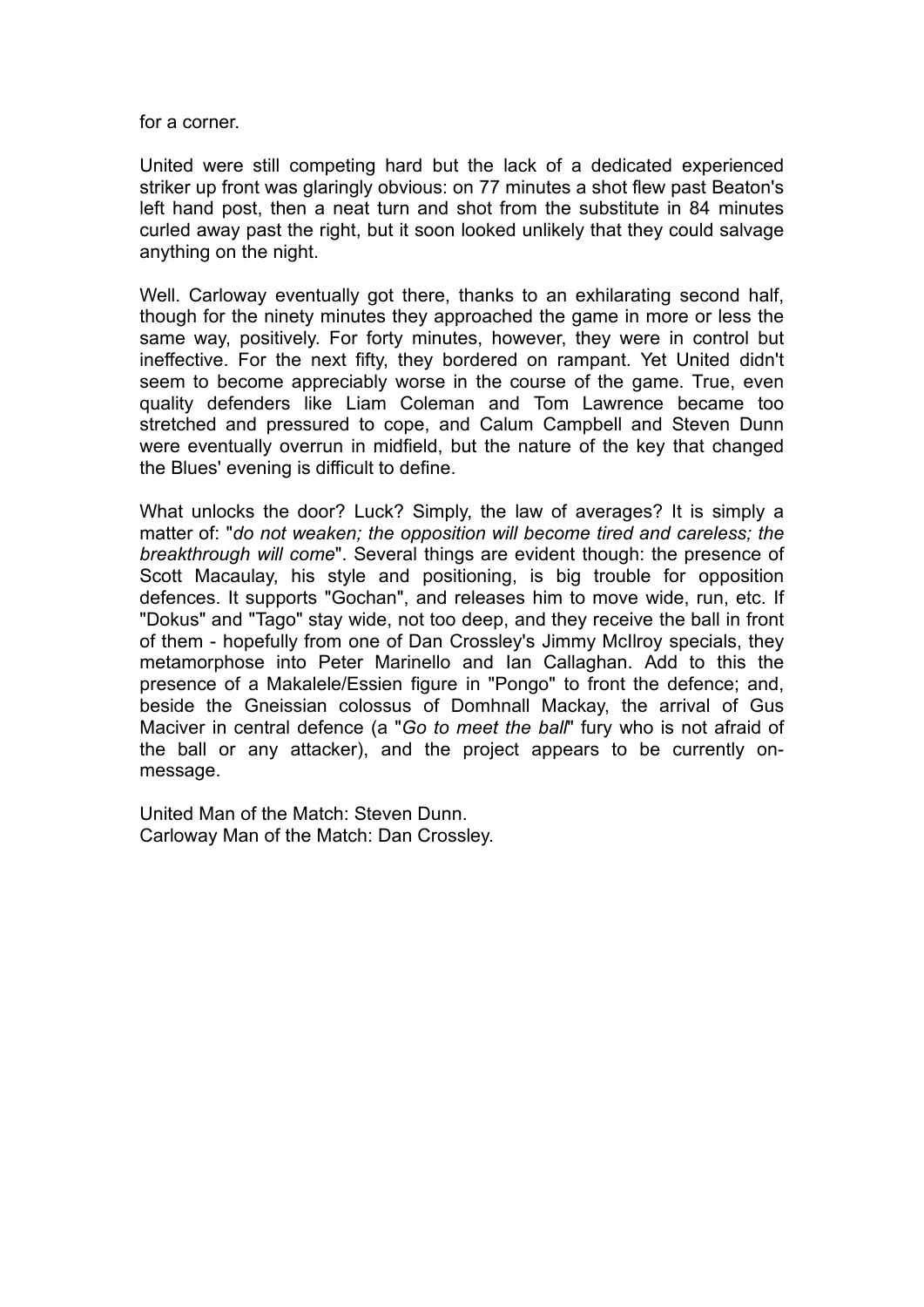for a corner.

United were still competing hard but the lack of a dedicated experienced striker up front was glaringly obvious: on 77 minutes a shot flew past Beaton's left hand post, then a neat turn and shot from the substitute in 84 minutes curled away past the right, but it soon looked unlikely that they could salvage anything on the night.

Well. Carloway eventually got there, thanks to an exhilarating second half, though for the ninety minutes they approached the game in more or less the same way, positively. For forty minutes, however, they were in control but ineffective. For the next fifty, they bordered on rampant. Yet United didn't seem to become appreciably worse in the course of the game. True, even quality defenders like Liam Coleman and Tom Lawrence became too stretched and pressured to cope, and Calum Campbell and Steven Dunn were eventually overrun in midfield, but the nature of the key that changed the Blues' evening is difficult to define.

What unlocks the door? Luck? Simply, the law of averages? It is simply a matter of: "*do not weaken; the opposition will become tired and careless; the breakthrough will come*". Several things are evident though: the presence of Scott Macaulay, his style and positioning, is big trouble for opposition defences. It supports "Gochan", and releases him to move wide, run, etc. If "Dokus" and "Tago" stay wide, not too deep, and they receive the ball in front of them - hopefully from one of Dan Crossley's Jimmy McIlroy specials, they metamorphose into Peter Marinello and Ian Callaghan. Add to this the presence of a Makalele/Essien figure in "Pongo" to front the defence; and, beside the Gneissian colossus of Domhnall Mackay, the arrival of Gus Maciver in central defence (a "*Go to meet the ball*" fury who is not afraid of the ball or any attacker), and the project appears to be currently on-message.

United Man of the Match: Steven Dunn.
Carloway Man of the Match: Dan Crossley.